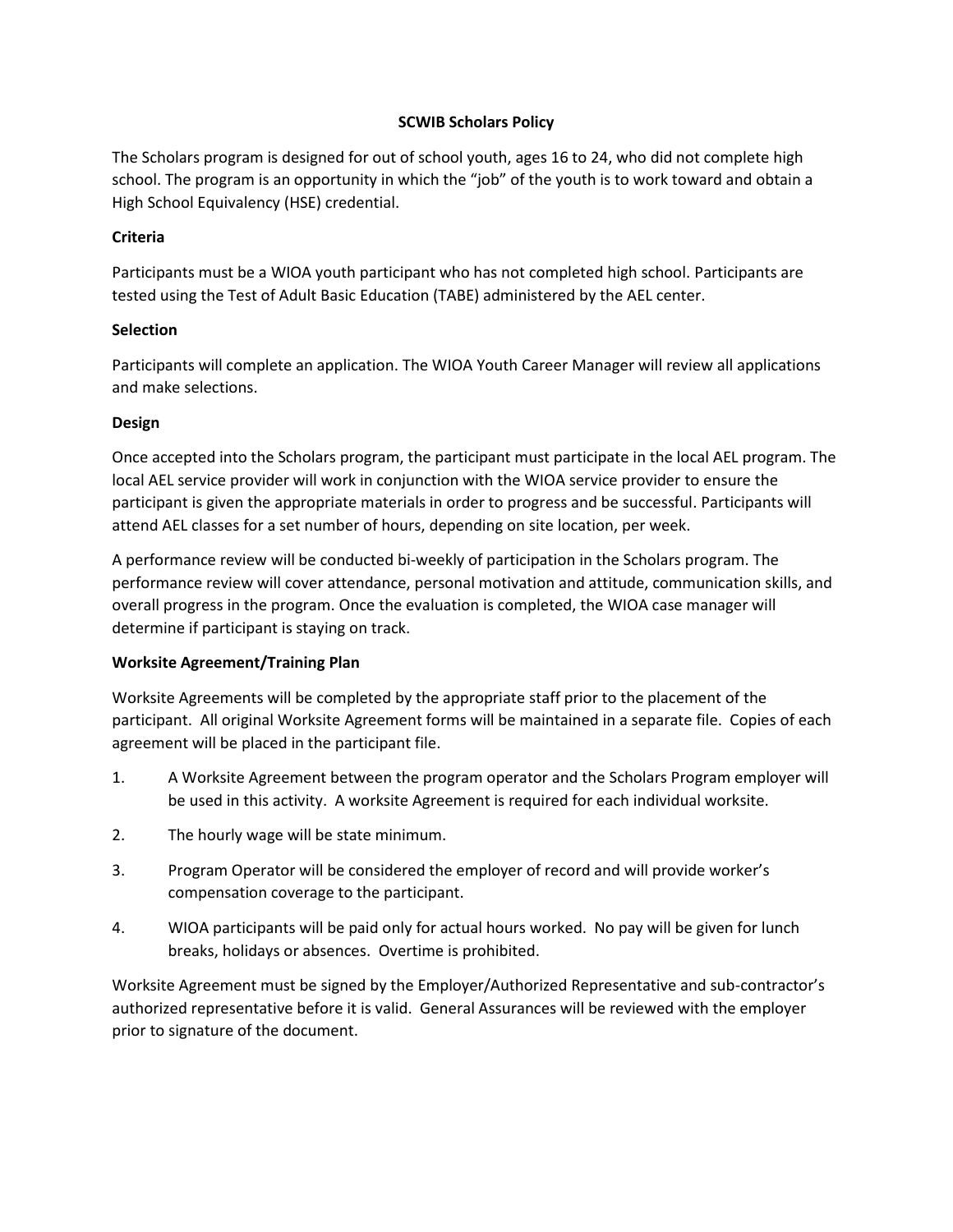# SCWIB Scholars Policy

The Scholars program is designed for out of school youth, ages 16 to 24, who did not complete high school. The program is an opportunity in which the "job" of the youth is to work toward and obtain a High School Equivalency (HSE) credential.

**Criteria**

Participants must be a WIOA youth participant who has not completed high school. Participants are tested using the Test of Adult Basic Education (TABE) administered by the AEL center.

**Selection**

Participants will complete an application. The WIOA Youth Career Manager will review all applications and make selections.

**Design**

Once accepted into the Scholars program, the participant must participate in the local AEL program. The local AEL service provider will work in conjunction with the WIOA service provider to ensure the participant is given the appropriate materials in order to progress and be successful. Participants will attend AEL classes for a set number of hours, depending on site location, per week.

A performance review will be conducted bi-weekly of participation in the Scholars program. The performance review will cover attendance, personal motivation and attitude, communication skills, and overall progress in the program. Once the evaluation is completed, the WIOA case manager will determine if participant is staying on track.

**Worksite Agreement/Training Plan**

Worksite Agreements will be completed by the appropriate staff prior to the placement of the participant. All original Worksite Agreement forms will be maintained in a separate file. Copies of each agreement will be placed in the participant file.

1. A Worksite Agreement between the program operator and the Scholars Program employer will be used in this activity. A worksite Agreement is required for each individual worksite.
2. The hourly wage will be state minimum.
3. Program Operator will be considered the employer of record and will provide worker's compensation coverage to the participant.
4. WIOA participants will be paid only for actual hours worked. No pay will be given for lunch breaks, holidays or absences. Overtime is prohibited.

Worksite Agreement must be signed by the Employer/Authorized Representative and sub-contractor's authorized representative before it is valid. General Assurances will be reviewed with the employer prior to signature of the document.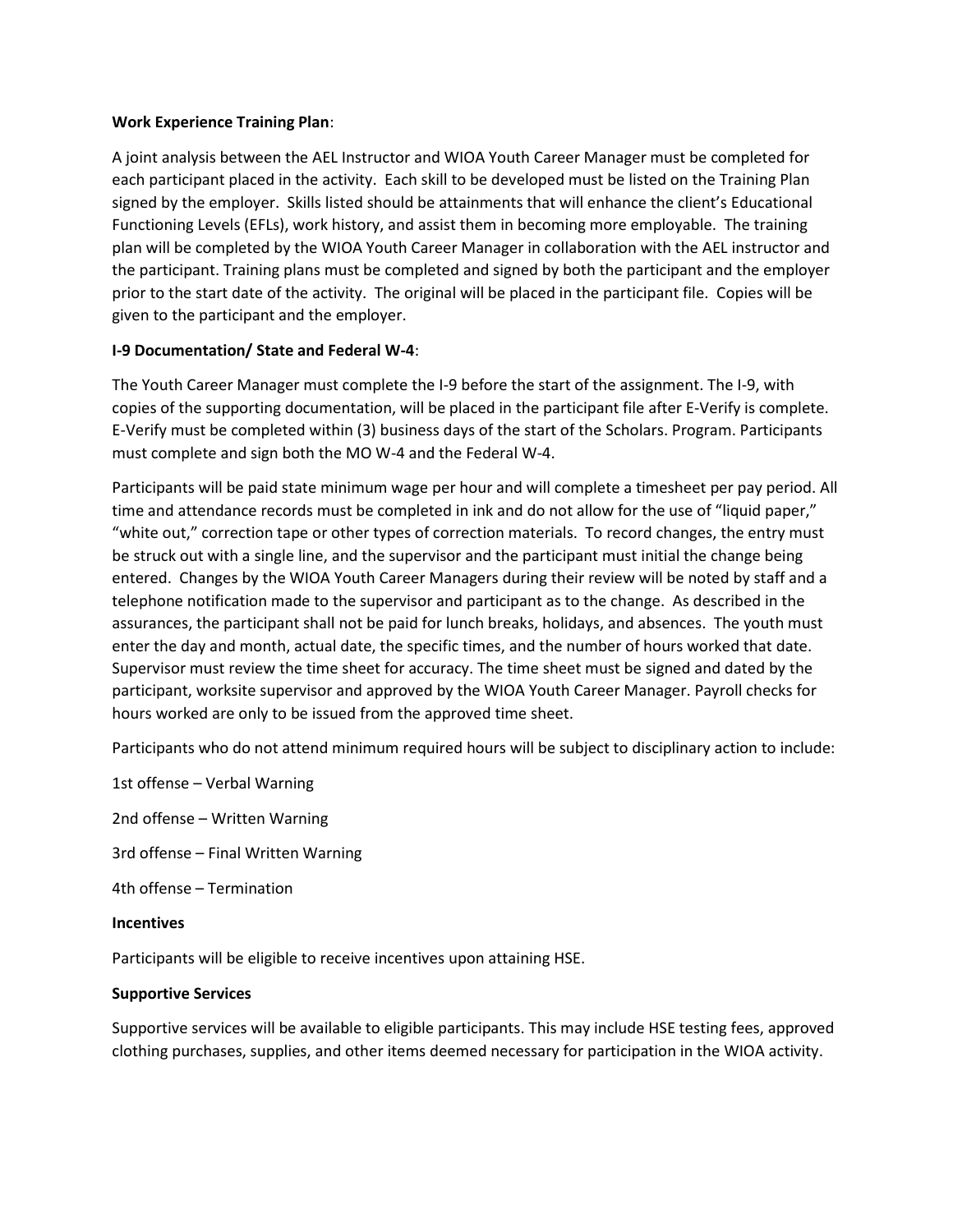**Work Experience Training Plan**:

A joint analysis between the AEL Instructor and WIOA Youth Career Manager must be completed for each participant placed in the activity. Each skill to be developed must be listed on the Training Plan signed by the employer. Skills listed should be attainments that will enhance the client's Educational Functioning Levels (EFLs), work history, and assist them in becoming more employable. The training plan will be completed by the WIOA Youth Career Manager in collaboration with the AEL instructor and the participant. Training plans must be completed and signed by both the participant and the employer prior to the start date of the activity. The original will be placed in the participant file. Copies will be given to the participant and the employer.

**I-9 Documentation/ State and Federal W-4**:

The Youth Career Manager must complete the I-9 before the start of the assignment. The I-9, with copies of the supporting documentation, will be placed in the participant file after E-Verify is complete. E-Verify must be completed within (3) business days of the start of the Scholars. Program. Participants must complete and sign both the MO W-4 and the Federal W-4.

Participants will be paid state minimum wage per hour and will complete a timesheet per pay period. All time and attendance records must be completed in ink and do not allow for the use of "liquid paper," "white out," correction tape or other types of correction materials. To record changes, the entry must be struck out with a single line, and the supervisor and the participant must initial the change being entered. Changes by the WIOA Youth Career Managers during their review will be noted by staff and a telephone notification made to the supervisor and participant as to the change. As described in the assurances, the participant shall not be paid for lunch breaks, holidays, and absences. The youth must enter the day and month, actual date, the specific times, and the number of hours worked that date. Supervisor must review the time sheet for accuracy. The time sheet must be signed and dated by the participant, worksite supervisor and approved by the WIOA Youth Career Manager. Payroll checks for hours worked are only to be issued from the approved time sheet.

Participants who do not attend minimum required hours will be subject to disciplinary action to include:

1st offense – Verbal Warning

2nd offense – Written Warning

3rd offense – Final Written Warning

4th offense – Termination

**Incentives**

Participants will be eligible to receive incentives upon attaining HSE.

**Supportive Services**

Supportive services will be available to eligible participants. This may include HSE testing fees, approved clothing purchases, supplies, and other items deemed necessary for participation in the WIOA activity.